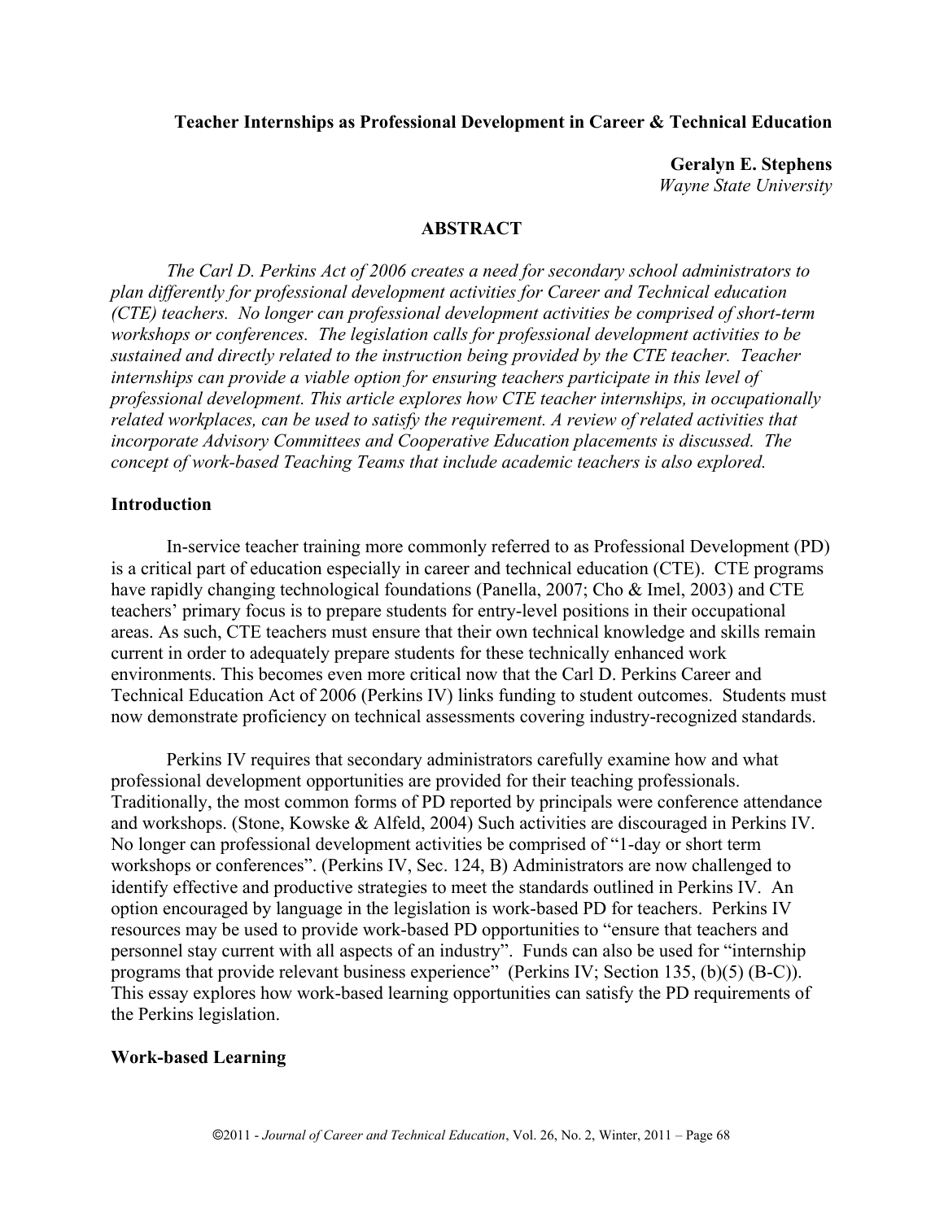# Teacher Internships as Professional Development in Career & Technical Education

**Geralyn E. Stephens**
*Wayne State University*

## ABSTRACT

*The Carl D. Perkins Act of 2006 creates a need for secondary school administrators to plan differently for professional development activities for Career and Technical education (CTE) teachers. No longer can professional development activities be comprised of short-term workshops or conferences. The legislation calls for professional development activities to be sustained and directly related to the instruction being provided by the CTE teacher. Teacher internships can provide a viable option for ensuring teachers participate in this level of professional development. This article explores how CTE teacher internships, in occupationally related workplaces, can be used to satisfy the requirement. A review of related activities that incorporate Advisory Committees and Cooperative Education placements is discussed. The concept of work-based Teaching Teams that include academic teachers is also explored.*

## Introduction

In-service teacher training more commonly referred to as Professional Development (PD) is a critical part of education especially in career and technical education (CTE). CTE programs have rapidly changing technological foundations (Panella, 2007; Cho & Imel, 2003) and CTE teachers' primary focus is to prepare students for entry-level positions in their occupational areas. As such, CTE teachers must ensure that their own technical knowledge and skills remain current in order to adequately prepare students for these technically enhanced work environments. This becomes even more critical now that the Carl D. Perkins Career and Technical Education Act of 2006 (Perkins IV) links funding to student outcomes. Students must now demonstrate proficiency on technical assessments covering industry-recognized standards.

Perkins IV requires that secondary administrators carefully examine how and what professional development opportunities are provided for their teaching professionals. Traditionally, the most common forms of PD reported by principals were conference attendance and workshops. (Stone, Kowske & Alfeld, 2004) Such activities are discouraged in Perkins IV. No longer can professional development activities be comprised of "1-day or short term workshops or conferences". (Perkins IV, Sec. 124, B) Administrators are now challenged to identify effective and productive strategies to meet the standards outlined in Perkins IV. An option encouraged by language in the legislation is work-based PD for teachers. Perkins IV resources may be used to provide work-based PD opportunities to "ensure that teachers and personnel stay current with all aspects of an industry". Funds can also be used for "internship programs that provide relevant business experience" (Perkins IV; Section 135, (b)(5) (B-C)). This essay explores how work-based learning opportunities can satisfy the PD requirements of the Perkins legislation.

## Work-based Learning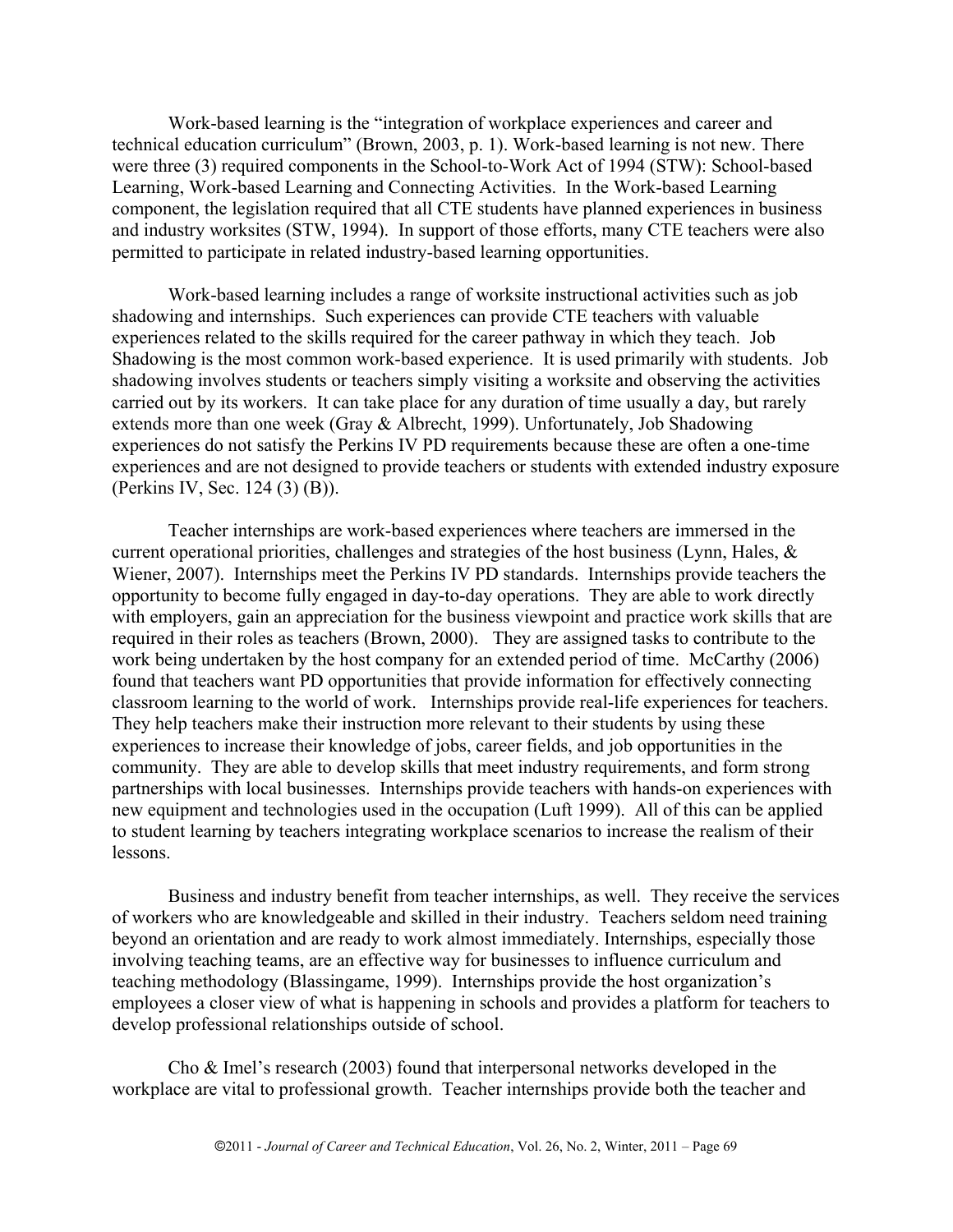Work-based learning is the "integration of workplace experiences and career and technical education curriculum" (Brown, 2003, p. 1). Work-based learning is not new. There were three (3) required components in the School-to-Work Act of 1994 (STW): School-based Learning, Work-based Learning and Connecting Activities. In the Work-based Learning component, the legislation required that all CTE students have planned experiences in business and industry worksites (STW, 1994). In support of those efforts, many CTE teachers were also permitted to participate in related industry-based learning opportunities.

Work-based learning includes a range of worksite instructional activities such as job shadowing and internships. Such experiences can provide CTE teachers with valuable experiences related to the skills required for the career pathway in which they teach. Job Shadowing is the most common work-based experience. It is used primarily with students. Job shadowing involves students or teachers simply visiting a worksite and observing the activities carried out by its workers. It can take place for any duration of time usually a day, but rarely extends more than one week (Gray & Albrecht, 1999). Unfortunately, Job Shadowing experiences do not satisfy the Perkins IV PD requirements because these are often a one-time experiences and are not designed to provide teachers or students with extended industry exposure (Perkins IV, Sec. 124 (3) (B)).

Teacher internships are work-based experiences where teachers are immersed in the current operational priorities, challenges and strategies of the host business (Lynn, Hales, & Wiener, 2007). Internships meet the Perkins IV PD standards. Internships provide teachers the opportunity to become fully engaged in day-to-day operations. They are able to work directly with employers, gain an appreciation for the business viewpoint and practice work skills that are required in their roles as teachers (Brown, 2000). They are assigned tasks to contribute to the work being undertaken by the host company for an extended period of time. McCarthy (2006) found that teachers want PD opportunities that provide information for effectively connecting classroom learning to the world of work. Internships provide real-life experiences for teachers. They help teachers make their instruction more relevant to their students by using these experiences to increase their knowledge of jobs, career fields, and job opportunities in the community. They are able to develop skills that meet industry requirements, and form strong partnerships with local businesses. Internships provide teachers with hands-on experiences with new equipment and technologies used in the occupation (Luft 1999). All of this can be applied to student learning by teachers integrating workplace scenarios to increase the realism of their lessons.

Business and industry benefit from teacher internships, as well. They receive the services of workers who are knowledgeable and skilled in their industry. Teachers seldom need training beyond an orientation and are ready to work almost immediately. Internships, especially those involving teaching teams, are an effective way for businesses to influence curriculum and teaching methodology (Blassingame, 1999). Internships provide the host organization's employees a closer view of what is happening in schools and provides a platform for teachers to develop professional relationships outside of school.

Cho & Imel's research (2003) found that interpersonal networks developed in the workplace are vital to professional growth. Teacher internships provide both the teacher and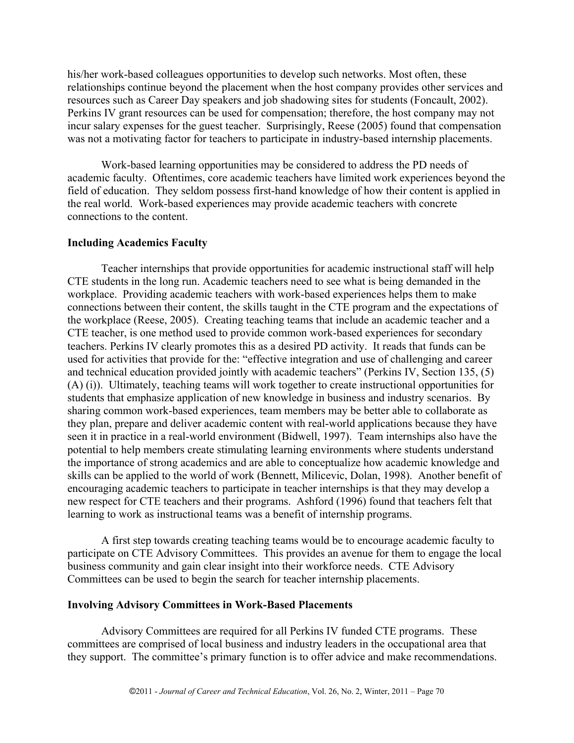his/her work-based colleagues opportunities to develop such networks. Most often, these relationships continue beyond the placement when the host company provides other services and resources such as Career Day speakers and job shadowing sites for students (Foncault, 2002). Perkins IV grant resources can be used for compensation; therefore, the host company may not incur salary expenses for the guest teacher. Surprisingly, Reese (2005) found that compensation was not a motivating factor for teachers to participate in industry-based internship placements.

Work-based learning opportunities may be considered to address the PD needs of academic faculty. Oftentimes, core academic teachers have limited work experiences beyond the field of education. They seldom possess first-hand knowledge of how their content is applied in the real world. Work-based experiences may provide academic teachers with concrete connections to the content.

### Including Academics Faculty

Teacher internships that provide opportunities for academic instructional staff will help CTE students in the long run. Academic teachers need to see what is being demanded in the workplace. Providing academic teachers with work-based experiences helps them to make connections between their content, the skills taught in the CTE program and the expectations of the workplace (Reese, 2005). Creating teaching teams that include an academic teacher and a CTE teacher, is one method used to provide common work-based experiences for secondary teachers. Perkins IV clearly promotes this as a desired PD activity. It reads that funds can be used for activities that provide for the: "effective integration and use of challenging and career and technical education provided jointly with academic teachers" (Perkins IV, Section 135, (5) (A) (i)). Ultimately, teaching teams will work together to create instructional opportunities for students that emphasize application of new knowledge in business and industry scenarios. By sharing common work-based experiences, team members may be better able to collaborate as they plan, prepare and deliver academic content with real-world applications because they have seen it in practice in a real-world environment (Bidwell, 1997). Team internships also have the potential to help members create stimulating learning environments where students understand the importance of strong academics and are able to conceptualize how academic knowledge and skills can be applied to the world of work (Bennett, Milicevic, Dolan, 1998). Another benefit of encouraging academic teachers to participate in teacher internships is that they may develop a new respect for CTE teachers and their programs. Ashford (1996) found that teachers felt that learning to work as instructional teams was a benefit of internship programs.

A first step towards creating teaching teams would be to encourage academic faculty to participate on CTE Advisory Committees. This provides an avenue for them to engage the local business community and gain clear insight into their workforce needs. CTE Advisory Committees can be used to begin the search for teacher internship placements.

### Involving Advisory Committees in Work-Based Placements

Advisory Committees are required for all Perkins IV funded CTE programs. These committees are comprised of local business and industry leaders in the occupational area that they support. The committee's primary function is to offer advice and make recommendations.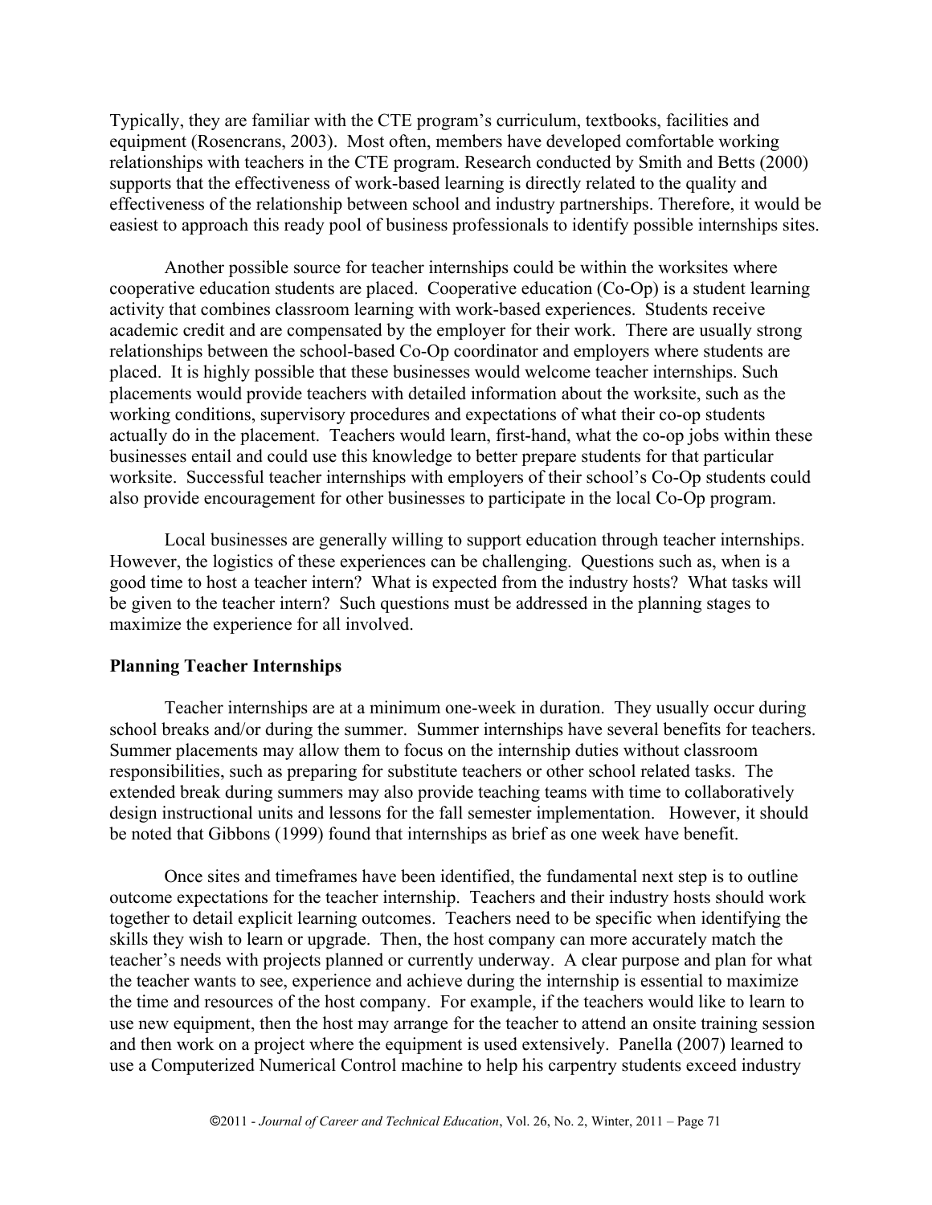Typically, they are familiar with the CTE program's curriculum, textbooks, facilities and equipment (Rosencrans, 2003). Most often, members have developed comfortable working relationships with teachers in the CTE program. Research conducted by Smith and Betts (2000) supports that the effectiveness of work-based learning is directly related to the quality and effectiveness of the relationship between school and industry partnerships. Therefore, it would be easiest to approach this ready pool of business professionals to identify possible internships sites.

Another possible source for teacher internships could be within the worksites where cooperative education students are placed. Cooperative education (Co-Op) is a student learning activity that combines classroom learning with work-based experiences. Students receive academic credit and are compensated by the employer for their work. There are usually strong relationships between the school-based Co-Op coordinator and employers where students are placed. It is highly possible that these businesses would welcome teacher internships. Such placements would provide teachers with detailed information about the worksite, such as the working conditions, supervisory procedures and expectations of what their co-op students actually do in the placement. Teachers would learn, first-hand, what the co-op jobs within these businesses entail and could use this knowledge to better prepare students for that particular worksite. Successful teacher internships with employers of their school's Co-Op students could also provide encouragement for other businesses to participate in the local Co-Op program.

Local businesses are generally willing to support education through teacher internships. However, the logistics of these experiences can be challenging. Questions such as, when is a good time to host a teacher intern? What is expected from the industry hosts? What tasks will be given to the teacher intern? Such questions must be addressed in the planning stages to maximize the experience for all involved.

**Planning Teacher Internships**

Teacher internships are at a minimum one-week in duration. They usually occur during school breaks and/or during the summer. Summer internships have several benefits for teachers. Summer placements may allow them to focus on the internship duties without classroom responsibilities, such as preparing for substitute teachers or other school related tasks. The extended break during summers may also provide teaching teams with time to collaboratively design instructional units and lessons for the fall semester implementation. However, it should be noted that Gibbons (1999) found that internships as brief as one week have benefit.

Once sites and timeframes have been identified, the fundamental next step is to outline outcome expectations for the teacher internship. Teachers and their industry hosts should work together to detail explicit learning outcomes. Teachers need to be specific when identifying the skills they wish to learn or upgrade. Then, the host company can more accurately match the teacher's needs with projects planned or currently underway. A clear purpose and plan for what the teacher wants to see, experience and achieve during the internship is essential to maximize the time and resources of the host company. For example, if the teachers would like to learn to use new equipment, then the host may arrange for the teacher to attend an onsite training session and then work on a project where the equipment is used extensively. Panella (2007) learned to use a Computerized Numerical Control machine to help his carpentry students exceed industry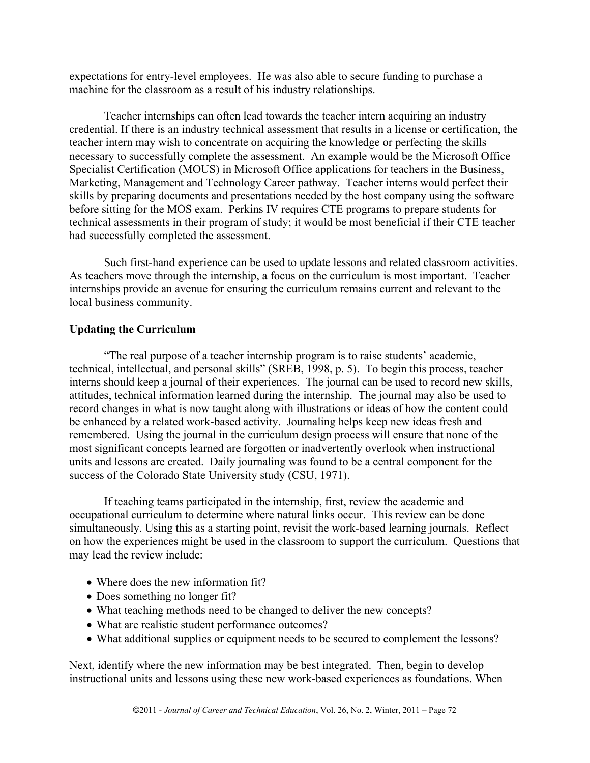expectations for entry-level employees. He was also able to secure funding to purchase a machine for the classroom as a result of his industry relationships.

Teacher internships can often lead towards the teacher intern acquiring an industry credential. If there is an industry technical assessment that results in a license or certification, the teacher intern may wish to concentrate on acquiring the knowledge or perfecting the skills necessary to successfully complete the assessment. An example would be the Microsoft Office Specialist Certification (MOUS) in Microsoft Office applications for teachers in the Business, Marketing, Management and Technology Career pathway. Teacher interns would perfect their skills by preparing documents and presentations needed by the host company using the software before sitting for the MOS exam. Perkins IV requires CTE programs to prepare students for technical assessments in their program of study; it would be most beneficial if their CTE teacher had successfully completed the assessment.

Such first-hand experience can be used to update lessons and related classroom activities. As teachers move through the internship, a focus on the curriculum is most important. Teacher internships provide an avenue for ensuring the curriculum remains current and relevant to the local business community.

**Updating the Curriculum**

"The real purpose of a teacher internship program is to raise students' academic, technical, intellectual, and personal skills" (SREB, 1998, p. 5). To begin this process, teacher interns should keep a journal of their experiences. The journal can be used to record new skills, attitudes, technical information learned during the internship. The journal may also be used to record changes in what is now taught along with illustrations or ideas of how the content could be enhanced by a related work-based activity. Journaling helps keep new ideas fresh and remembered. Using the journal in the curriculum design process will ensure that none of the most significant concepts learned are forgotten or inadvertently overlook when instructional units and lessons are created. Daily journaling was found to be a central component for the success of the Colorado State University study (CSU, 1971).

If teaching teams participated in the internship, first, review the academic and occupational curriculum to determine where natural links occur. This review can be done simultaneously. Using this as a starting point, revisit the work-based learning journals. Reflect on how the experiences might be used in the classroom to support the curriculum. Questions that may lead the review include:

- Where does the new information fit?
- Does something no longer fit?
- What teaching methods need to be changed to deliver the new concepts?
- What are realistic student performance outcomes?
- What additional supplies or equipment needs to be secured to complement the lessons?

Next, identify where the new information may be best integrated. Then, begin to develop instructional units and lessons using these new work-based experiences as foundations. When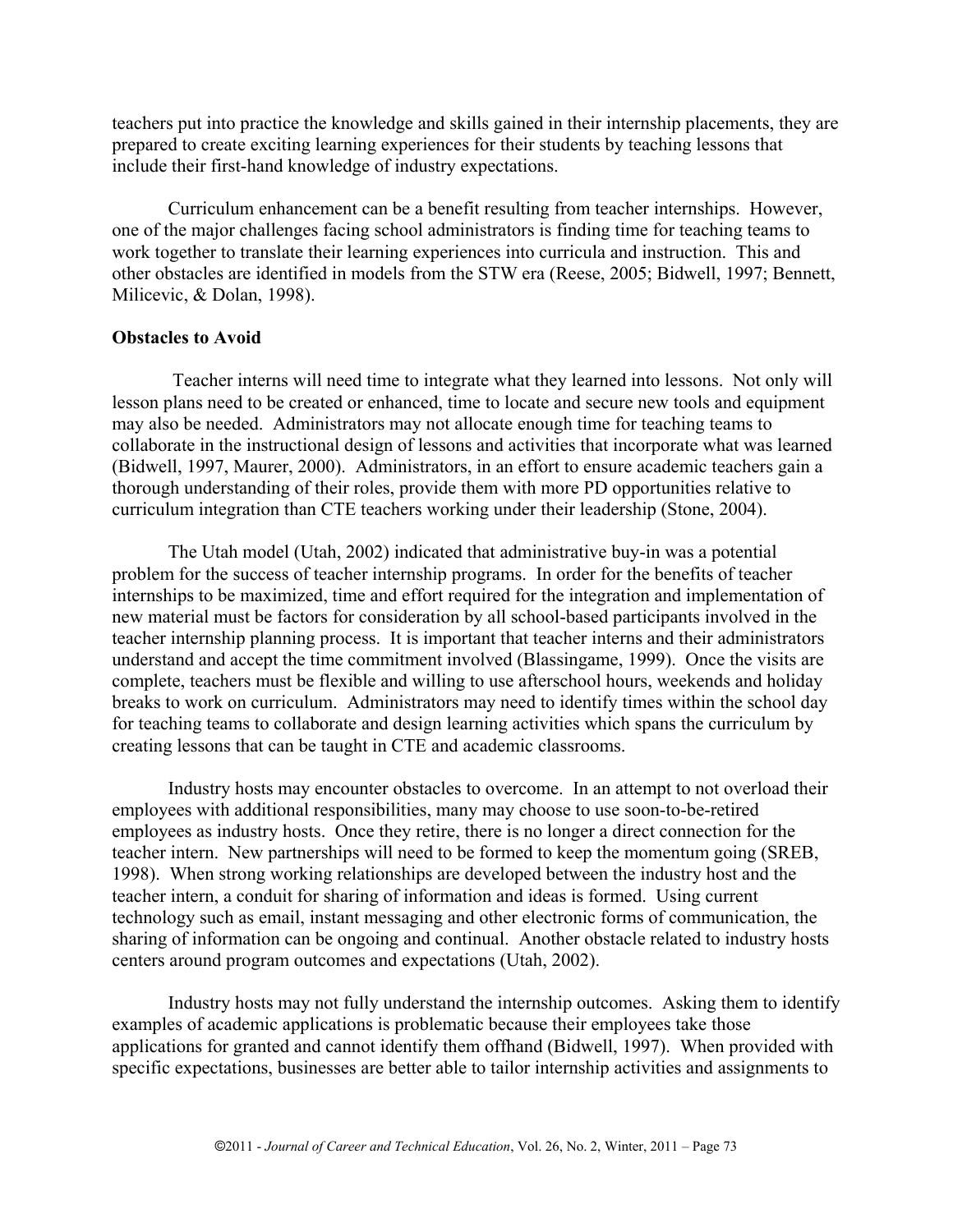teachers put into practice the knowledge and skills gained in their internship placements, they are prepared to create exciting learning experiences for their students by teaching lessons that include their first-hand knowledge of industry expectations.

Curriculum enhancement can be a benefit resulting from teacher internships. However, one of the major challenges facing school administrators is finding time for teaching teams to work together to translate their learning experiences into curricula and instruction. This and other obstacles are identified in models from the STW era (Reese, 2005; Bidwell, 1997; Bennett, Milicevic, & Dolan, 1998).

**Obstacles to Avoid**

Teacher interns will need time to integrate what they learned into lessons. Not only will lesson plans need to be created or enhanced, time to locate and secure new tools and equipment may also be needed. Administrators may not allocate enough time for teaching teams to collaborate in the instructional design of lessons and activities that incorporate what was learned (Bidwell, 1997, Maurer, 2000). Administrators, in an effort to ensure academic teachers gain a thorough understanding of their roles, provide them with more PD opportunities relative to curriculum integration than CTE teachers working under their leadership (Stone, 2004).

The Utah model (Utah, 2002) indicated that administrative buy-in was a potential problem for the success of teacher internship programs. In order for the benefits of teacher internships to be maximized, time and effort required for the integration and implementation of new material must be factors for consideration by all school-based participants involved in the teacher internship planning process. It is important that teacher interns and their administrators understand and accept the time commitment involved (Blassingame, 1999). Once the visits are complete, teachers must be flexible and willing to use afterschool hours, weekends and holiday breaks to work on curriculum. Administrators may need to identify times within the school day for teaching teams to collaborate and design learning activities which spans the curriculum by creating lessons that can be taught in CTE and academic classrooms.

Industry hosts may encounter obstacles to overcome. In an attempt to not overload their employees with additional responsibilities, many may choose to use soon-to-be-retired employees as industry hosts. Once they retire, there is no longer a direct connection for the teacher intern. New partnerships will need to be formed to keep the momentum going (SREB, 1998). When strong working relationships are developed between the industry host and the teacher intern, a conduit for sharing of information and ideas is formed. Using current technology such as email, instant messaging and other electronic forms of communication, the sharing of information can be ongoing and continual. Another obstacle related to industry hosts centers around program outcomes and expectations (Utah, 2002).

Industry hosts may not fully understand the internship outcomes. Asking them to identify examples of academic applications is problematic because their employees take those applications for granted and cannot identify them offhand (Bidwell, 1997). When provided with specific expectations, businesses are better able to tailor internship activities and assignments to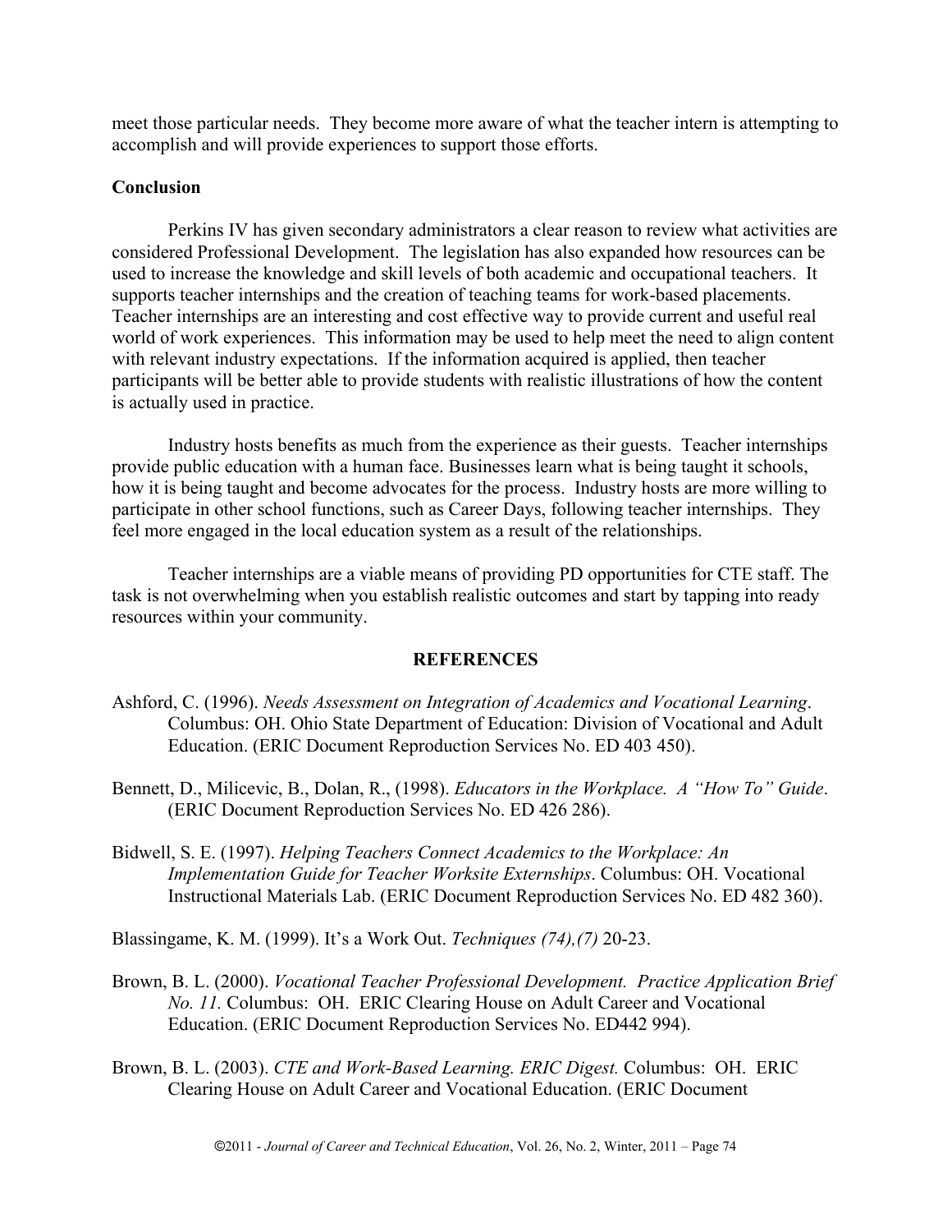meet those particular needs. They become more aware of what the teacher intern is attempting to accomplish and will provide experiences to support those efforts.

**Conclusion**

Perkins IV has given secondary administrators a clear reason to review what activities are considered Professional Development. The legislation has also expanded how resources can be used to increase the knowledge and skill levels of both academic and occupational teachers. It supports teacher internships and the creation of teaching teams for work-based placements. Teacher internships are an interesting and cost effective way to provide current and useful real world of work experiences. This information may be used to help meet the need to align content with relevant industry expectations. If the information acquired is applied, then teacher participants will be better able to provide students with realistic illustrations of how the content is actually used in practice.

Industry hosts benefits as much from the experience as their guests. Teacher internships provide public education with a human face. Businesses learn what is being taught it schools, how it is being taught and become advocates for the process. Industry hosts are more willing to participate in other school functions, such as Career Days, following teacher internships. They feel more engaged in the local education system as a result of the relationships.

Teacher internships are a viable means of providing PD opportunities for CTE staff. The task is not overwhelming when you establish realistic outcomes and start by tapping into ready resources within your community.

## REFERENCES

Ashford, C. (1996). *Needs Assessment on Integration of Academics and Vocational Learning*. Columbus: OH. Ohio State Department of Education: Division of Vocational and Adult Education. (ERIC Document Reproduction Services No. ED 403 450).

Bennett, D., Milicevic, B., Dolan, R., (1998). *Educators in the Workplace. A "How To" Guide*. (ERIC Document Reproduction Services No. ED 426 286).

Bidwell, S. E. (1997). *Helping Teachers Connect Academics to the Workplace: An Implementation Guide for Teacher Worksite Externships*. Columbus: OH. Vocational Instructional Materials Lab. (ERIC Document Reproduction Services No. ED 482 360).

Blassingame, K. M. (1999). It's a Work Out. *Techniques (74),(7)* 20-23.

Brown, B. L. (2000). *Vocational Teacher Professional Development. Practice Application Brief No. 11.* Columbus: OH. ERIC Clearing House on Adult Career and Vocational Education. (ERIC Document Reproduction Services No. ED442 994).

Brown, B. L. (2003). *CTE and Work-Based Learning. ERIC Digest.* Columbus: OH. ERIC Clearing House on Adult Career and Vocational Education. (ERIC Document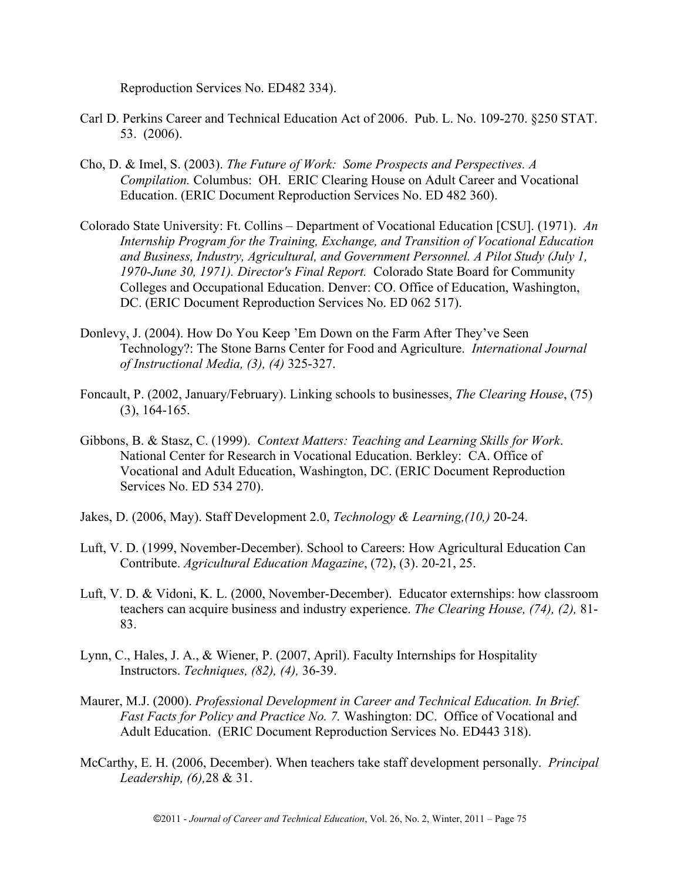Reproduction Services No. ED482 334).

Carl D. Perkins Career and Technical Education Act of 2006. Pub. L. No. 109-270. §250 STAT. 53. (2006).

Cho, D. & Imel, S. (2003). *The Future of Work: Some Prospects and Perspectives. A Compilation.* Columbus: OH. ERIC Clearing House on Adult Career and Vocational Education. (ERIC Document Reproduction Services No. ED 482 360).

Colorado State University: Ft. Collins – Department of Vocational Education [CSU]. (1971). *An Internship Program for the Training, Exchange, and Transition of Vocational Education and Business, Industry, Agricultural, and Government Personnel. A Pilot Study (July 1, 1970-June 30, 1971). Director's Final Report.* Colorado State Board for Community Colleges and Occupational Education. Denver: CO. Office of Education, Washington, DC. (ERIC Document Reproduction Services No. ED 062 517).

Donlevy, J. (2004). How Do You Keep 'Em Down on the Farm After They've Seen Technology?: The Stone Barns Center for Food and Agriculture. *International Journal of Instructional Media, (3), (4)* 325-327.

Foncault, P. (2002, January/February). Linking schools to businesses, *The Clearing House*, (75) (3), 164-165.

Gibbons, B. & Stasz, C. (1999). *Context Matters: Teaching and Learning Skills for Work*. National Center for Research in Vocational Education. Berkley: CA. Office of Vocational and Adult Education, Washington, DC. (ERIC Document Reproduction Services No. ED 534 270).

Jakes, D. (2006, May). Staff Development 2.0, *Technology & Learning,(10,)* 20-24.

Luft, V. D. (1999, November-December). School to Careers: How Agricultural Education Can Contribute. *Agricultural Education Magazine*, (72), (3). 20-21, 25.

Luft, V. D. & Vidoni, K. L. (2000, November-December). Educator externships: how classroom teachers can acquire business and industry experience. *The Clearing House, (74), (2),* 81-83.

Lynn, C., Hales, J. A., & Wiener, P. (2007, April). Faculty Internships for Hospitality Instructors. *Techniques, (82), (4),* 36-39.

Maurer, M.J. (2000). *Professional Development in Career and Technical Education. In Brief. Fast Facts for Policy and Practice No. 7.* Washington: DC. Office of Vocational and Adult Education. (ERIC Document Reproduction Services No. ED443 318).

McCarthy, E. H. (2006, December). When teachers take staff development personally. *Principal Leadership, (6),*28 & 31.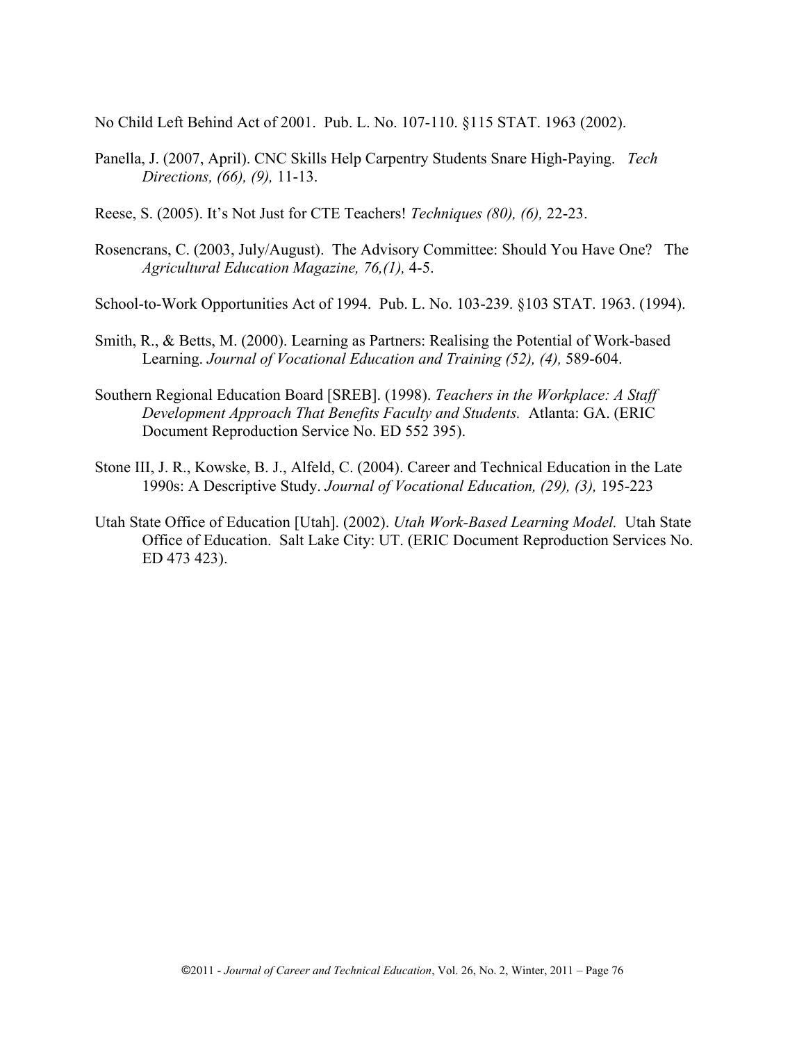No Child Left Behind Act of 2001. Pub. L. No. 107-110. §115 STAT. 1963 (2002).

Panella, J. (2007, April). CNC Skills Help Carpentry Students Snare High-Paying. *Tech Directions, (66), (9),* 11-13.

Reese, S. (2005). It's Not Just for CTE Teachers! *Techniques (80), (6),* 22-23.

Rosencrans, C. (2003, July/August). The Advisory Committee: Should You Have One? The *Agricultural Education Magazine, 76,(1),* 4-5.

School-to-Work Opportunities Act of 1994. Pub. L. No. 103-239. §103 STAT. 1963. (1994).

Smith, R., & Betts, M. (2000). Learning as Partners: Realising the Potential of Work-based Learning. *Journal of Vocational Education and Training (52), (4),* 589-604.

Southern Regional Education Board [SREB]. (1998). *Teachers in the Workplace: A Staff Development Approach That Benefits Faculty and Students.* Atlanta: GA. (ERIC Document Reproduction Service No. ED 552 395).

Stone III, J. R., Kowske, B. J., Alfeld, C. (2004). Career and Technical Education in the Late 1990s: A Descriptive Study. *Journal of Vocational Education, (29), (3),* 195-223

Utah State Office of Education [Utah]. (2002). *Utah Work-Based Learning Model.* Utah State Office of Education. Salt Lake City: UT. (ERIC Document Reproduction Services No. ED 473 423).